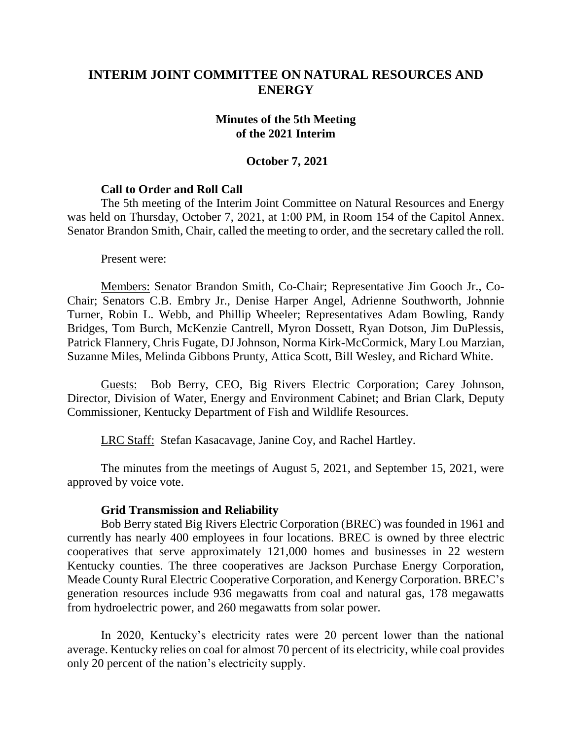# INTERIM JOINT COMMITTEE ON NATURAL RESOURCES AND ENERGY

## Minutes of the 5th Meeting of the 2021 Interim

### October 7, 2021

**Call to Order and Roll Call**

The 5th meeting of the Interim Joint Committee on Natural Resources and Energy was held on Thursday, October 7, 2021, at 1:00 PM, in Room 154 of the Capitol Annex. Senator Brandon Smith, Chair, called the meeting to order, and the secretary called the roll.

Present were:

Members: Senator Brandon Smith, Co-Chair; Representative Jim Gooch Jr., Co-Chair; Senators C.B. Embry Jr., Denise Harper Angel, Adrienne Southworth, Johnnie Turner, Robin L. Webb, and Phillip Wheeler; Representatives Adam Bowling, Randy Bridges, Tom Burch, McKenzie Cantrell, Myron Dossett, Ryan Dotson, Jim DuPlessis, Patrick Flannery, Chris Fugate, DJ Johnson, Norma Kirk-McCormick, Mary Lou Marzian, Suzanne Miles, Melinda Gibbons Prunty, Attica Scott, Bill Wesley, and Richard White.

Guests: Bob Berry, CEO, Big Rivers Electric Corporation; Carey Johnson, Director, Division of Water, Energy and Environment Cabinet; and Brian Clark, Deputy Commissioner, Kentucky Department of Fish and Wildlife Resources.

LRC Staff: Stefan Kasacavage, Janine Coy, and Rachel Hartley.

The minutes from the meetings of August 5, 2021, and September 15, 2021, were approved by voice vote.

**Grid Transmission and Reliability**

Bob Berry stated Big Rivers Electric Corporation (BREC) was founded in 1961 and currently has nearly 400 employees in four locations. BREC is owned by three electric cooperatives that serve approximately 121,000 homes and businesses in 22 western Kentucky counties. The three cooperatives are Jackson Purchase Energy Corporation, Meade County Rural Electric Cooperative Corporation, and Kenergy Corporation. BREC's generation resources include 936 megawatts from coal and natural gas, 178 megawatts from hydroelectric power, and 260 megawatts from solar power.

In 2020, Kentucky's electricity rates were 20 percent lower than the national average. Kentucky relies on coal for almost 70 percent of its electricity, while coal provides only 20 percent of the nation's electricity supply.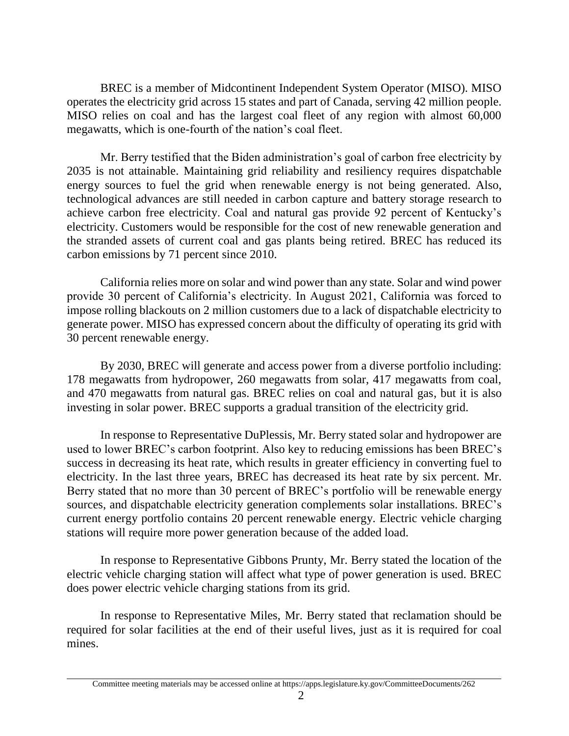BREC is a member of Midcontinent Independent System Operator (MISO). MISO operates the electricity grid across 15 states and part of Canada, serving 42 million people. MISO relies on coal and has the largest coal fleet of any region with almost 60,000 megawatts, which is one-fourth of the nation's coal fleet.

Mr. Berry testified that the Biden administration's goal of carbon free electricity by 2035 is not attainable. Maintaining grid reliability and resiliency requires dispatchable energy sources to fuel the grid when renewable energy is not being generated. Also, technological advances are still needed in carbon capture and battery storage research to achieve carbon free electricity. Coal and natural gas provide 92 percent of Kentucky's electricity. Customers would be responsible for the cost of new renewable generation and the stranded assets of current coal and gas plants being retired. BREC has reduced its carbon emissions by 71 percent since 2010.

California relies more on solar and wind power than any state. Solar and wind power provide 30 percent of California's electricity. In August 2021, California was forced to impose rolling blackouts on 2 million customers due to a lack of dispatchable electricity to generate power. MISO has expressed concern about the difficulty of operating its grid with 30 percent renewable energy.

By 2030, BREC will generate and access power from a diverse portfolio including: 178 megawatts from hydropower, 260 megawatts from solar, 417 megawatts from coal, and 470 megawatts from natural gas. BREC relies on coal and natural gas, but it is also investing in solar power. BREC supports a gradual transition of the electricity grid.

In response to Representative DuPlessis, Mr. Berry stated solar and hydropower are used to lower BREC's carbon footprint. Also key to reducing emissions has been BREC's success in decreasing its heat rate, which results in greater efficiency in converting fuel to electricity. In the last three years, BREC has decreased its heat rate by six percent. Mr. Berry stated that no more than 30 percent of BREC's portfolio will be renewable energy sources, and dispatchable electricity generation complements solar installations. BREC's current energy portfolio contains 20 percent renewable energy. Electric vehicle charging stations will require more power generation because of the added load.

In response to Representative Gibbons Prunty, Mr. Berry stated the location of the electric vehicle charging station will affect what type of power generation is used. BREC does power electric vehicle charging stations from its grid.

In response to Representative Miles, Mr. Berry stated that reclamation should be required for solar facilities at the end of their useful lives, just as it is required for coal mines.

Committee meeting materials may be accessed online at https://apps.legislature.ky.gov/CommitteeDocuments/262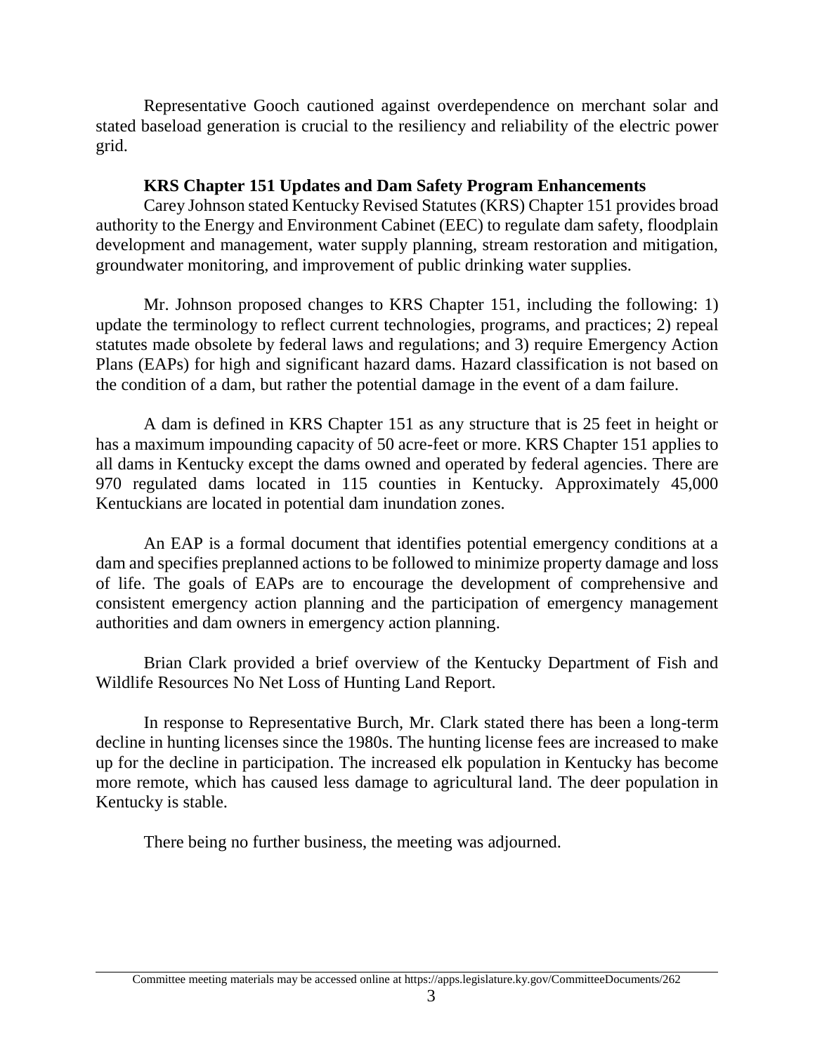Representative Gooch cautioned against overdependence on merchant solar and stated baseload generation is crucial to the resiliency and reliability of the electric power grid.

**KRS Chapter 151 Updates and Dam Safety Program Enhancements**

Carey Johnson stated Kentucky Revised Statutes (KRS) Chapter 151 provides broad authority to the Energy and Environment Cabinet (EEC) to regulate dam safety, floodplain development and management, water supply planning, stream restoration and mitigation, groundwater monitoring, and improvement of public drinking water supplies.

Mr. Johnson proposed changes to KRS Chapter 151, including the following: 1) update the terminology to reflect current technologies, programs, and practices; 2) repeal statutes made obsolete by federal laws and regulations; and 3) require Emergency Action Plans (EAPs) for high and significant hazard dams. Hazard classification is not based on the condition of a dam, but rather the potential damage in the event of a dam failure.

A dam is defined in KRS Chapter 151 as any structure that is 25 feet in height or has a maximum impounding capacity of 50 acre-feet or more. KRS Chapter 151 applies to all dams in Kentucky except the dams owned and operated by federal agencies. There are 970 regulated dams located in 115 counties in Kentucky. Approximately 45,000 Kentuckians are located in potential dam inundation zones.

An EAP is a formal document that identifies potential emergency conditions at a dam and specifies preplanned actions to be followed to minimize property damage and loss of life. The goals of EAPs are to encourage the development of comprehensive and consistent emergency action planning and the participation of emergency management authorities and dam owners in emergency action planning.

Brian Clark provided a brief overview of the Kentucky Department of Fish and Wildlife Resources No Net Loss of Hunting Land Report.

In response to Representative Burch, Mr. Clark stated there has been a long-term decline in hunting licenses since the 1980s. The hunting license fees are increased to make up for the decline in participation. The increased elk population in Kentucky has become more remote, which has caused less damage to agricultural land. The deer population in Kentucky is stable.

There being no further business, the meeting was adjourned.

Committee meeting materials may be accessed online at https://apps.legislature.ky.gov/CommitteeDocuments/262